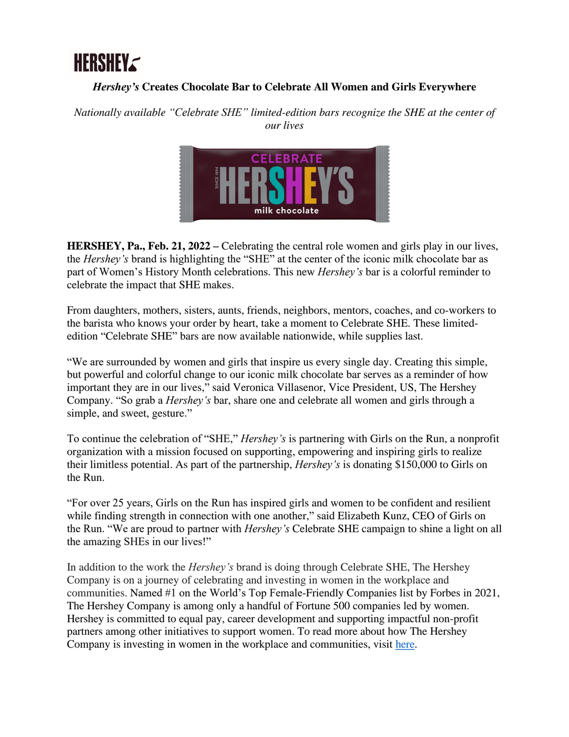HERSHEY

# *Hershey's* Creates Chocolate Bar to Celebrate All Women and Girls Everywhere

*Nationally available "Celebrate SHE" limited-edition bars recognize the SHE at the center of our lives*

**HERSHEY, Pa., Feb. 21, 2022 –** Celebrating the central role women and girls play in our lives, the *Hershey's* brand is highlighting the "SHE" at the center of the iconic milk chocolate bar as part of Women's History Month celebrations. This new *Hershey's* bar is a colorful reminder to celebrate the impact that SHE makes.

From daughters, mothers, sisters, aunts, friends, neighbors, mentors, coaches, and co-workers to the barista who knows your order by heart, take a moment to Celebrate SHE. These limited-edition "Celebrate SHE" bars are now available nationwide, while supplies last.

"We are surrounded by women and girls that inspire us every single day. Creating this simple, but powerful and colorful change to our iconic milk chocolate bar serves as a reminder of how important they are in our lives," said Veronica Villasenor, Vice President, US, The Hershey Company. "So grab a *Hershey's* bar, share one and celebrate all women and girls through a simple, and sweet, gesture."

To continue the celebration of "SHE," *Hershey's* is partnering with Girls on the Run, a nonprofit organization with a mission focused on supporting, empowering and inspiring girls to realize their limitless potential. As part of the partnership, *Hershey's* is donating $150,000 to Girls on the Run.

"For over 25 years, Girls on the Run has inspired girls and women to be confident and resilient while finding strength in connection with one another," said Elizabeth Kunz, CEO of Girls on the Run. "We are proud to partner with *Hershey's* Celebrate SHE campaign to shine a light on all the amazing SHEs in our lives!"

In addition to the work the *Hershey's* brand is doing through Celebrate SHE, The Hershey Company is on a journey of celebrating and investing in women in the workplace and communities. Named #1 on the World's Top Female-Friendly Companies list by Forbes in 2021, The Hershey Company is among only a handful of Fortune 500 companies led by women. Hershey is committed to equal pay, career development and supporting impactful non-profit partners among other initiatives to support women. To read more about how The Hershey Company is investing in women in the workplace and communities, visit here.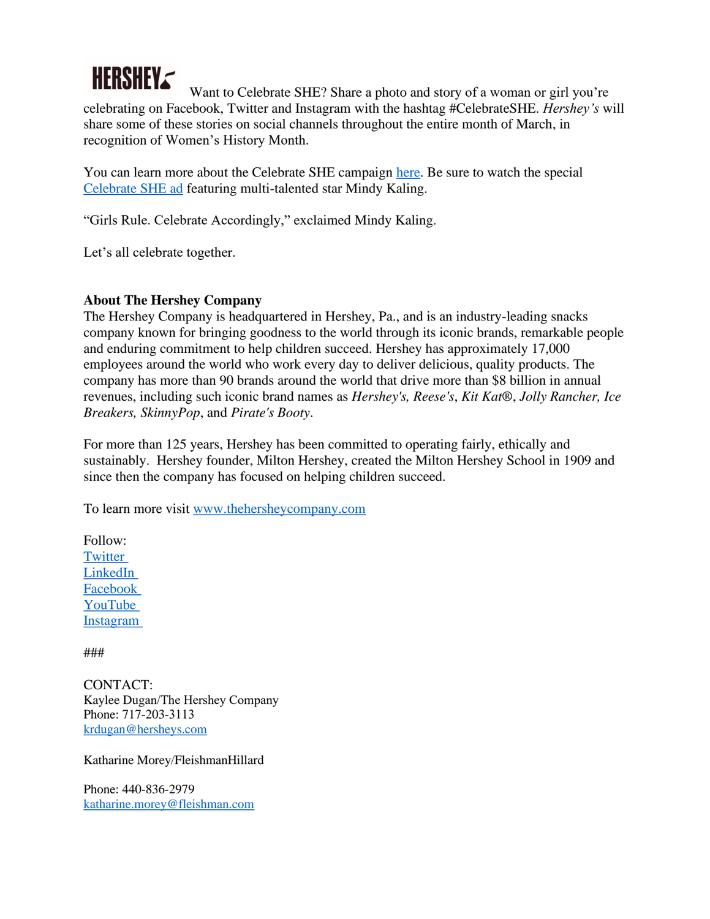HERSHEY Want to Celebrate SHE? Share a photo and story of a woman or girl you're celebrating on Facebook, Twitter and Instagram with the hashtag #CelebrateSHE. *Hershey's* will share some of these stories on social channels throughout the entire month of March, in recognition of Women's History Month.

You can learn more about the Celebrate SHE campaign here. Be sure to watch the special Celebrate SHE ad featuring multi-talented star Mindy Kaling.

"Girls Rule. Celebrate Accordingly," exclaimed Mindy Kaling.

Let's all celebrate together.

**About The Hershey Company**

The Hershey Company is headquartered in Hershey, Pa., and is an industry-leading snacks company known for bringing goodness to the world through its iconic brands, remarkable people and enduring commitment to help children succeed. Hershey has approximately 17,000 employees around the world who work every day to deliver delicious, quality products. The company has more than 90 brands around the world that drive more than $8 billion in annual revenues, including such iconic brand names as *Hershey's, Reese's*, *Kit Kat*®, *Jolly Rancher, Ice Breakers, SkinnyPop*, and *Pirate's Booty*.

For more than 125 years, Hershey has been committed to operating fairly, ethically and sustainably. Hershey founder, Milton Hershey, created the Milton Hershey School in 1909 and since then the company has focused on helping children succeed.

To learn more visit www.thehersheycompany.com

Follow:
Twitter
LinkedIn
Facebook
YouTube
Instagram

###

CONTACT:
Kaylee Dugan/The Hershey Company
Phone: 717-203-3113
krdugan@hersheys.com

Katharine Morey/FleishmanHillard

Phone: 440-836-2979
katharine.morey@fleishman.com